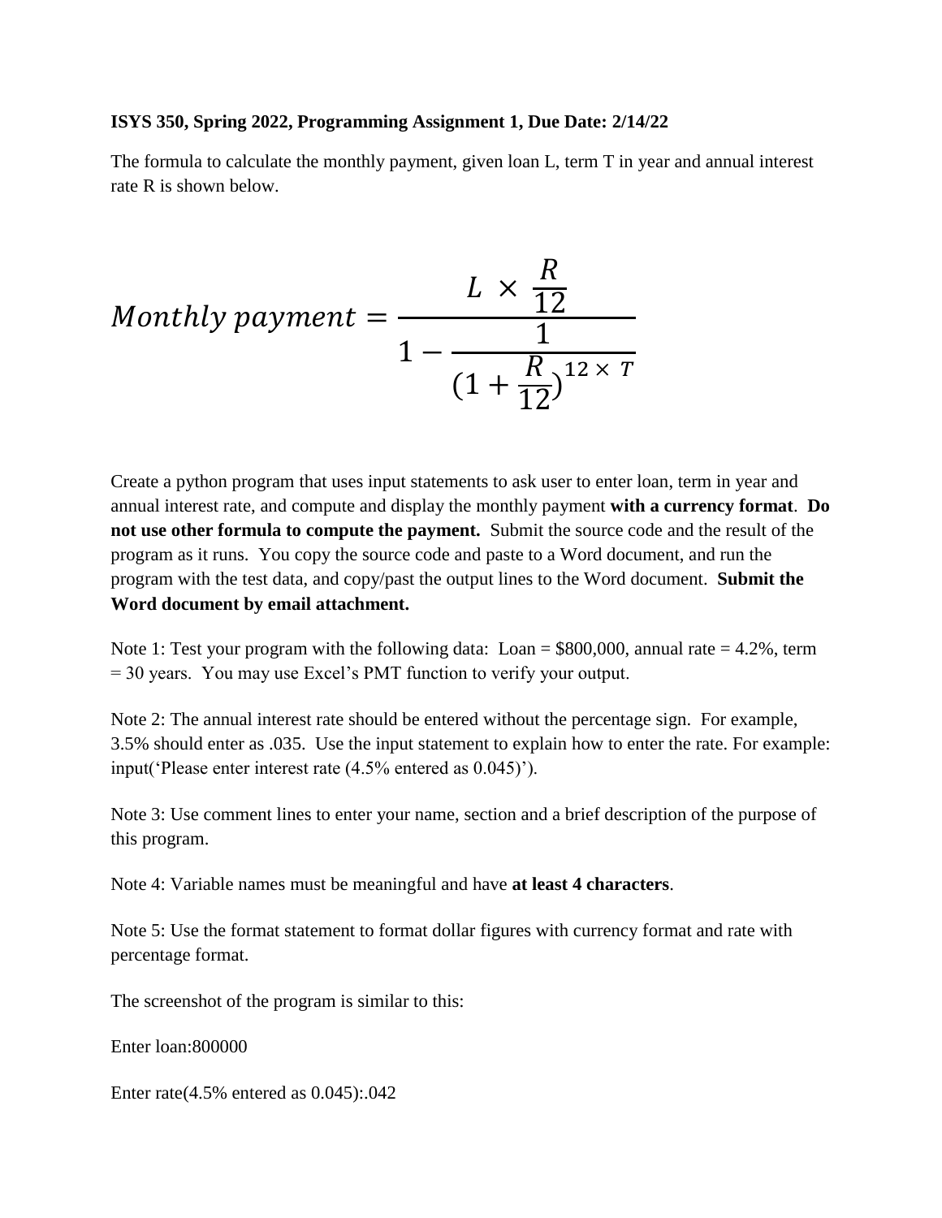**ISYS 350, Spring 2022, Programming Assignment 1, Due Date: 2/14/22**

The formula to calculate the monthly payment, given loan L, term T in year and annual interest rate R is shown below.

$$Monthly\ payment = \frac{L \times \frac{R}{12}}{1 - \frac{1}{(1 + \frac{R}{12})^{12 \times T}}}$$

Create a python program that uses input statements to ask user to enter loan, term in year and annual interest rate, and compute and display the monthly payment **with a currency format**. **Do not use other formula to compute the payment.** Submit the source code and the result of the program as it runs. You copy the source code and paste to a Word document, and run the program with the test data, and copy/past the output lines to the Word document. **Submit the Word document by email attachment.**

Note 1: Test your program with the following data: Loan = $800,000, annual rate = 4.2%, term = 30 years. You may use Excel's PMT function to verify your output.

Note 2: The annual interest rate should be entered without the percentage sign. For example, 3.5% should enter as .035. Use the input statement to explain how to enter the rate. For example: input('Please enter interest rate (4.5% entered as 0.045)').

Note 3: Use comment lines to enter your name, section and a brief description of the purpose of this program.

Note 4: Variable names must be meaningful and have **at least 4 characters**.

Note 5: Use the format statement to format dollar figures with currency format and rate with percentage format.

The screenshot of the program is similar to this:

Enter loan:800000

Enter rate(4.5% entered as 0.045):.042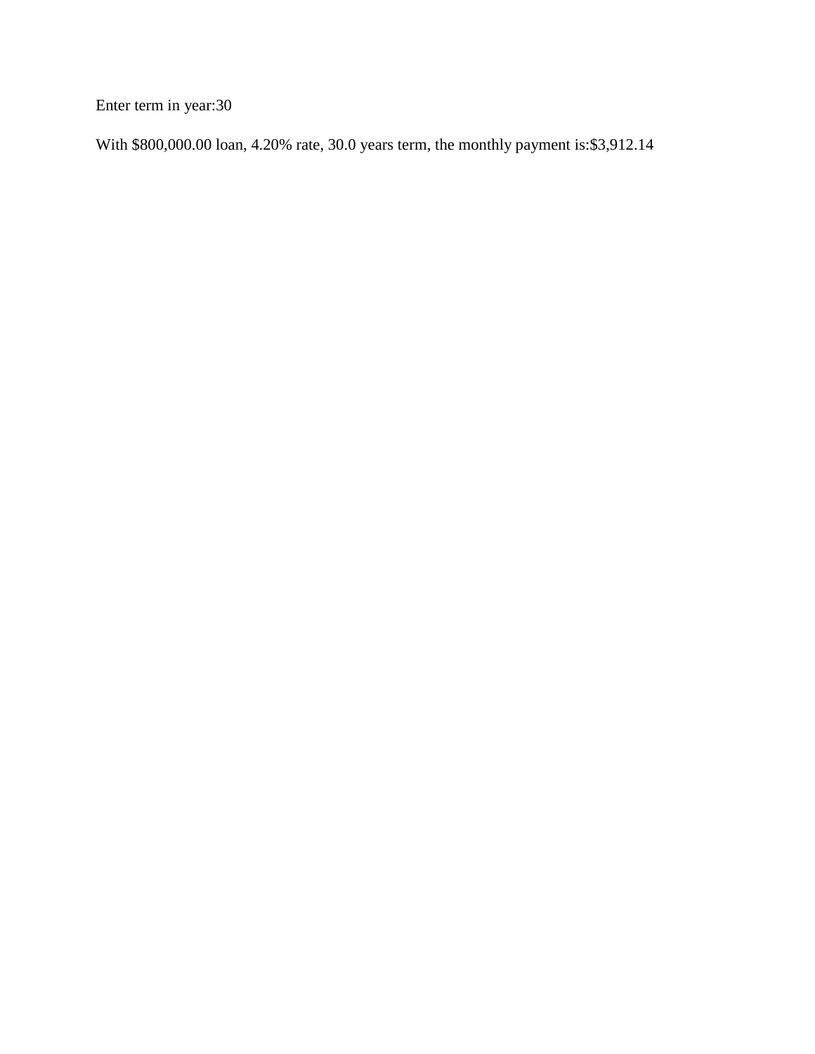Enter term in year:30

With $800,000.00 loan, 4.20% rate, 30.0 years term, the monthly payment is:$3,912.14